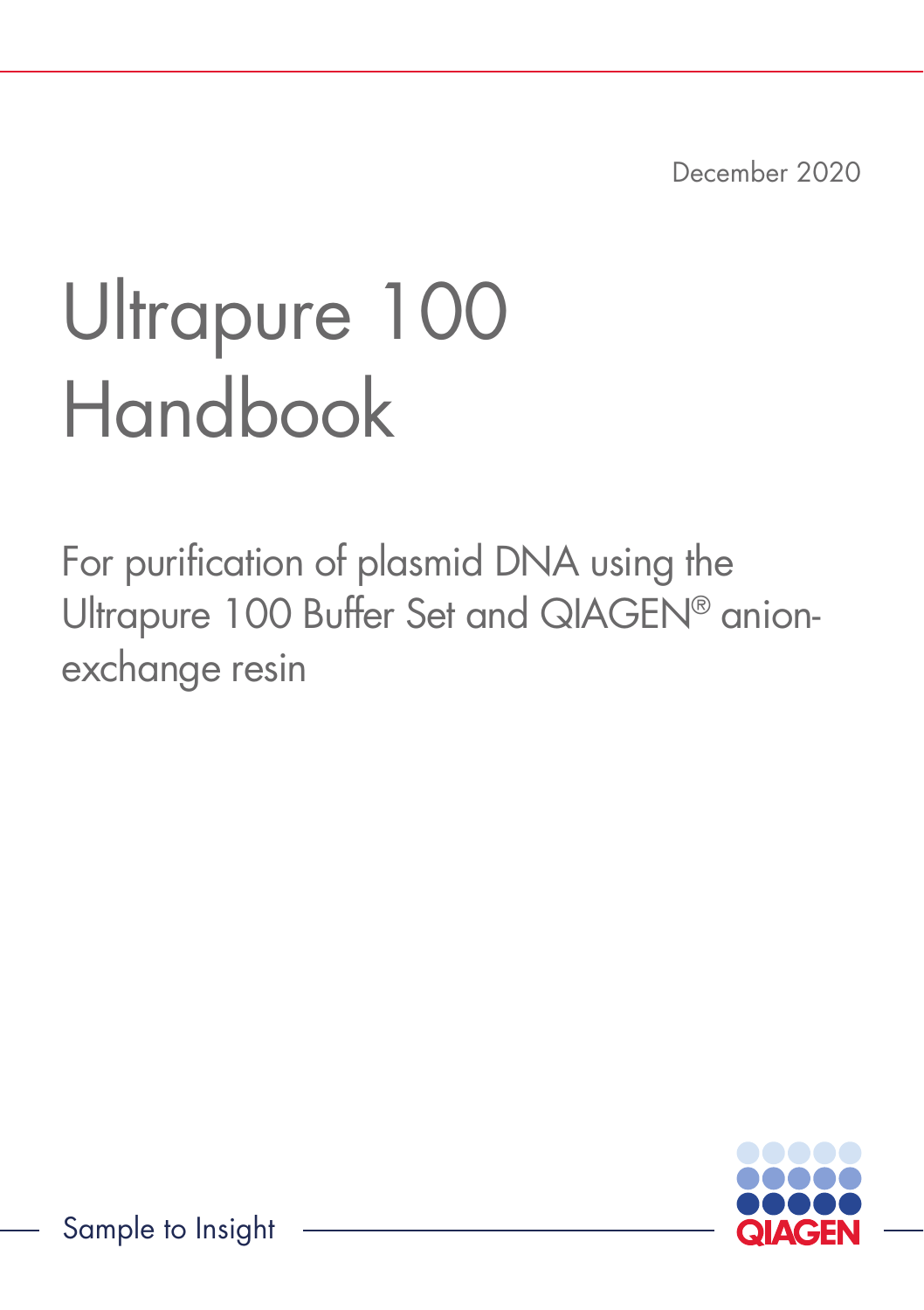December 2020

# Ultrapure 100 Handbook

For purification of plasmid DNA using the Ultrapure 100 Buffer Set and QIAGEN® anion-exchange resin

Sample to Insight

QIAGEN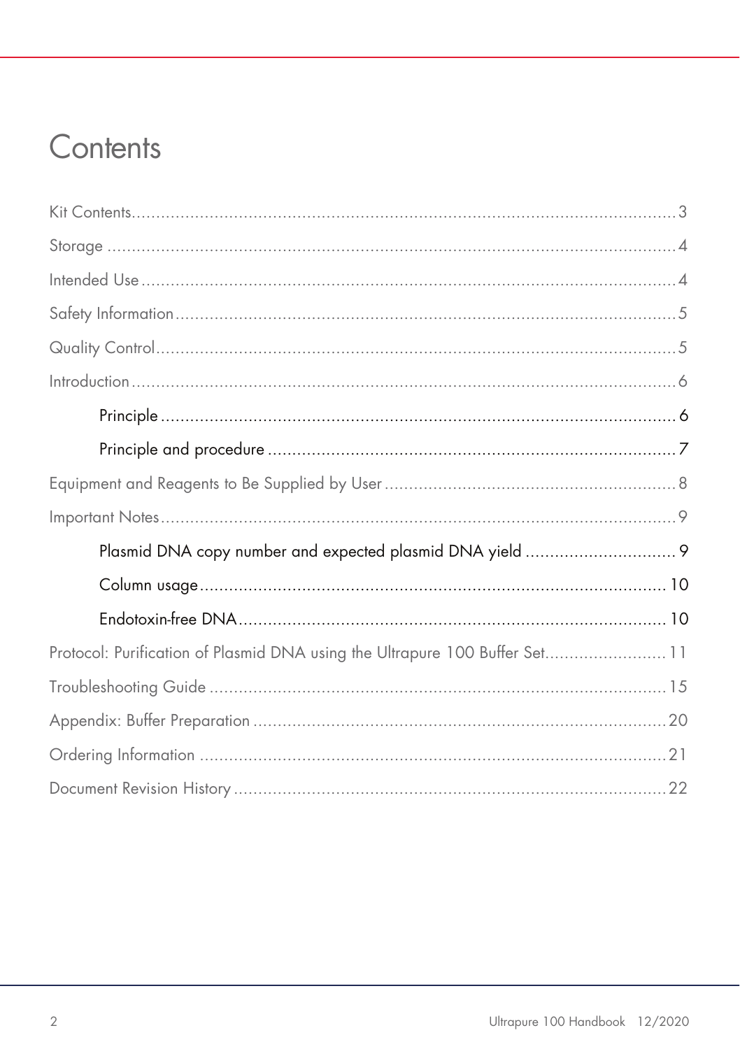# Contents

Kit Contents .......... 3

Storage .......... 4

Intended Use .......... 4

Safety Information .......... 5

Quality Control .......... 5

Introduction .......... 6

- Principle .......... 6
- Principle and procedure .......... 7

Equipment and Reagents to Be Supplied by User .......... 8

Important Notes .......... 9

- Plasmid DNA copy number and expected plasmid DNA yield .......... 9
- Column usage .......... 10
- Endotoxin-free DNA .......... 10

Protocol: Purification of Plasmid DNA using the Ultrapure 100 Buffer Set .......... 11

Troubleshooting Guide .......... 15

Appendix: Buffer Preparation .......... 20

Ordering Information .......... 21

Document Revision History .......... 22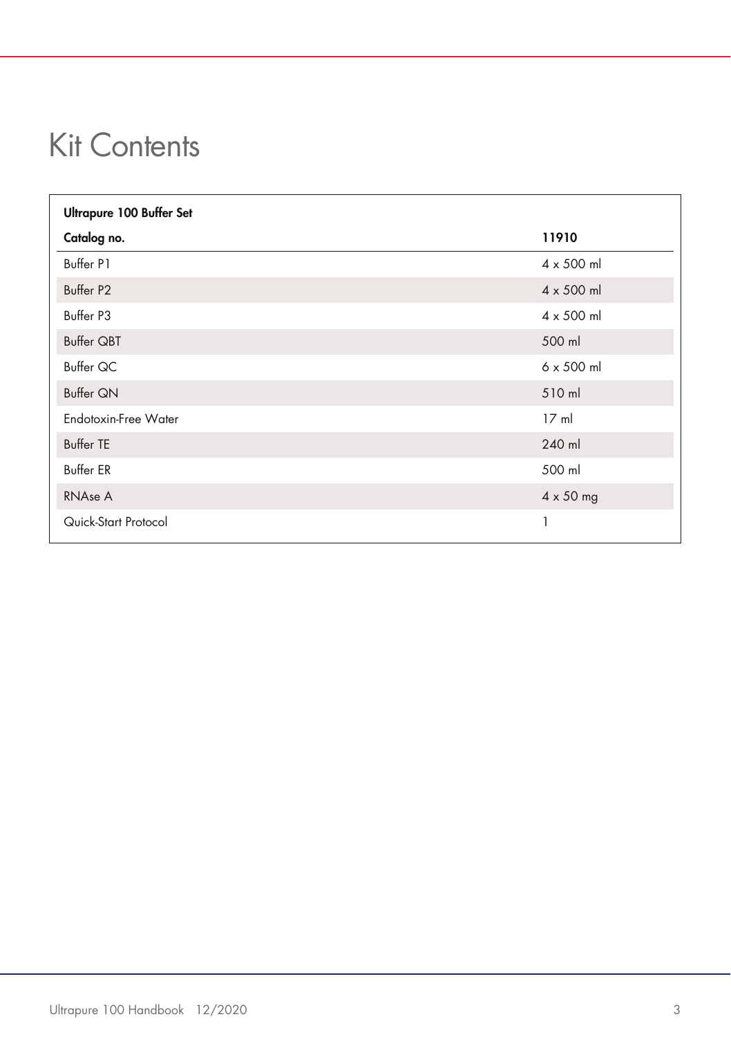# Kit Contents

| **Ultrapure 100 Buffer Set** | |
|---|---|
| **Catalog no.** | **11910** |
| Buffer P1 | 4 x 500 ml |
| Buffer P2 | 4 x 500 ml |
| Buffer P3 | 4 x 500 ml |
| Buffer QBT | 500 ml |
| Buffer QC | 6 x 500 ml |
| Buffer QN | 510 ml |
| Endotoxin-Free Water | 17 ml |
| Buffer TE | 240 ml |
| Buffer ER | 500 ml |
| RNAse A | 4 x 50 mg |
| Quick-Start Protocol | 1 |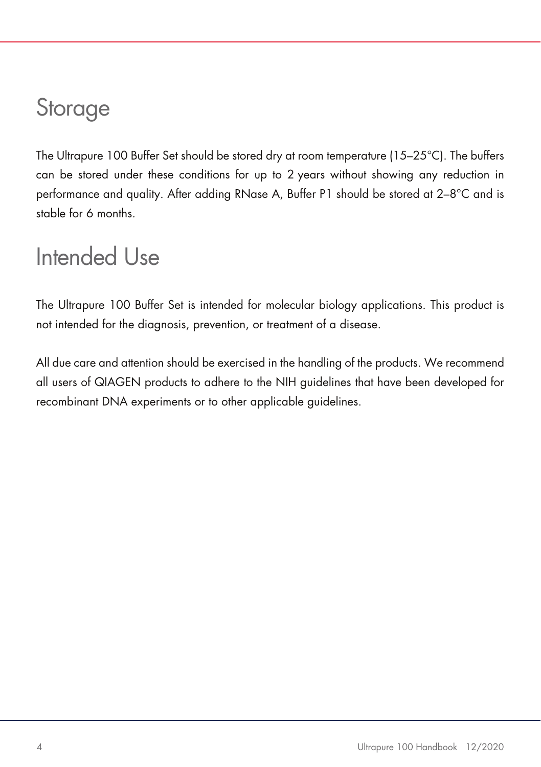# Storage

The Ultrapure 100 Buffer Set should be stored dry at room temperature (15–25°C). The buffers can be stored under these conditions for up to 2 years without showing any reduction in performance and quality. After adding RNase A, Buffer P1 should be stored at 2–8°C and is stable for 6 months.

# Intended Use

The Ultrapure 100 Buffer Set is intended for molecular biology applications. This product is not intended for the diagnosis, prevention, or treatment of a disease.

All due care and attention should be exercised in the handling of the products. We recommend all users of QIAGEN products to adhere to the NIH guidelines that have been developed for recombinant DNA experiments or to other applicable guidelines.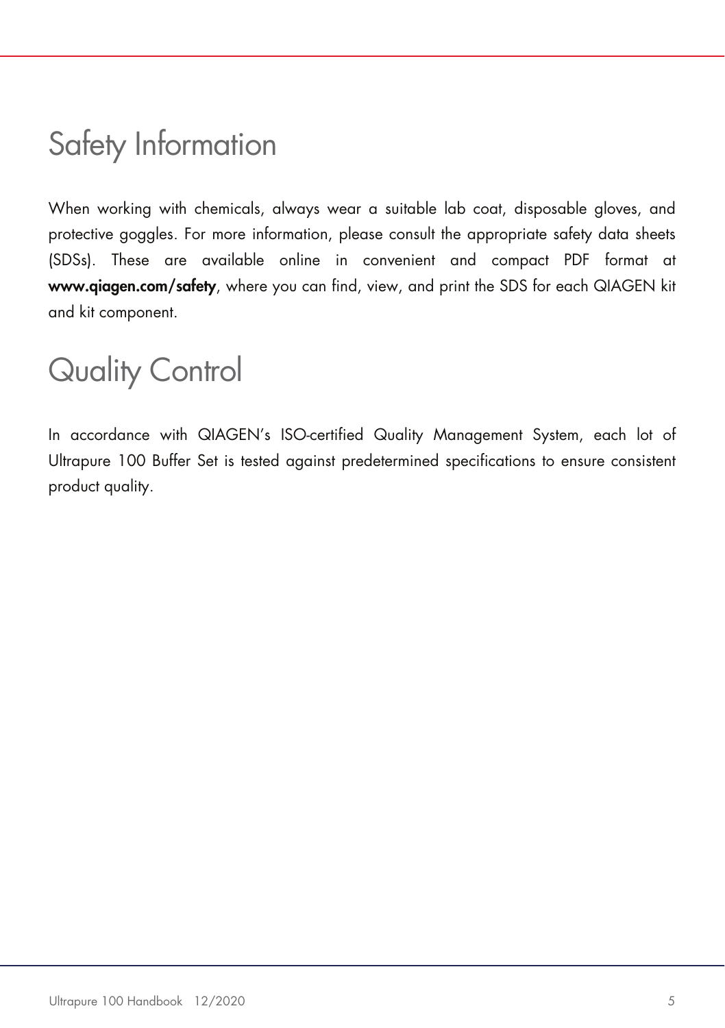# Safety Information

When working with chemicals, always wear a suitable lab coat, disposable gloves, and protective goggles. For more information, please consult the appropriate safety data sheets (SDSs). These are available online in convenient and compact PDF format at **www.qiagen.com/safety**, where you can find, view, and print the SDS for each QIAGEN kit and kit component.

# Quality Control

In accordance with QIAGEN's ISO-certified Quality Management System, each lot of Ultrapure 100 Buffer Set is tested against predetermined specifications to ensure consistent product quality.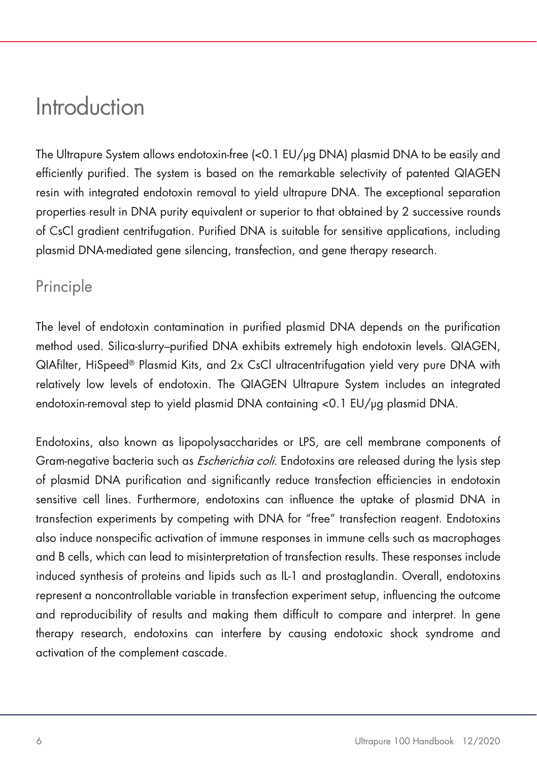# Introduction

The Ultrapure System allows endotoxin-free (<0.1 EU/µg DNA) plasmid DNA to be easily and efficiently purified. The system is based on the remarkable selectivity of patented QIAGEN resin with integrated endotoxin removal to yield ultrapure DNA. The exceptional separation properties result in DNA purity equivalent or superior to that obtained by 2 successive rounds of CsCl gradient centrifugation. Purified DNA is suitable for sensitive applications, including plasmid DNA-mediated gene silencing, transfection, and gene therapy research.

## Principle

The level of endotoxin contamination in purified plasmid DNA depends on the purification method used. Silica-slurry–purified DNA exhibits extremely high endotoxin levels. QIAGEN, QIAfilter, HiSpeed® Plasmid Kits, and 2x CsCl ultracentrifugation yield very pure DNA with relatively low levels of endotoxin. The QIAGEN Ultrapure System includes an integrated endotoxin-removal step to yield plasmid DNA containing <0.1 EU/µg plasmid DNA.

Endotoxins, also known as lipopolysaccharides or LPS, are cell membrane components of Gram-negative bacteria such as *Escherichia coli*. Endotoxins are released during the lysis step of plasmid DNA purification and significantly reduce transfection efficiencies in endotoxin sensitive cell lines. Furthermore, endotoxins can influence the uptake of plasmid DNA in transfection experiments by competing with DNA for "free" transfection reagent. Endotoxins also induce nonspecific activation of immune responses in immune cells such as macrophages and B cells, which can lead to misinterpretation of transfection results. These responses include induced synthesis of proteins and lipids such as IL-1 and prostaglandin. Overall, endotoxins represent a noncontrollable variable in transfection experiment setup, influencing the outcome and reproducibility of results and making them difficult to compare and interpret. In gene therapy research, endotoxins can interfere by causing endotoxic shock syndrome and activation of the complement cascade.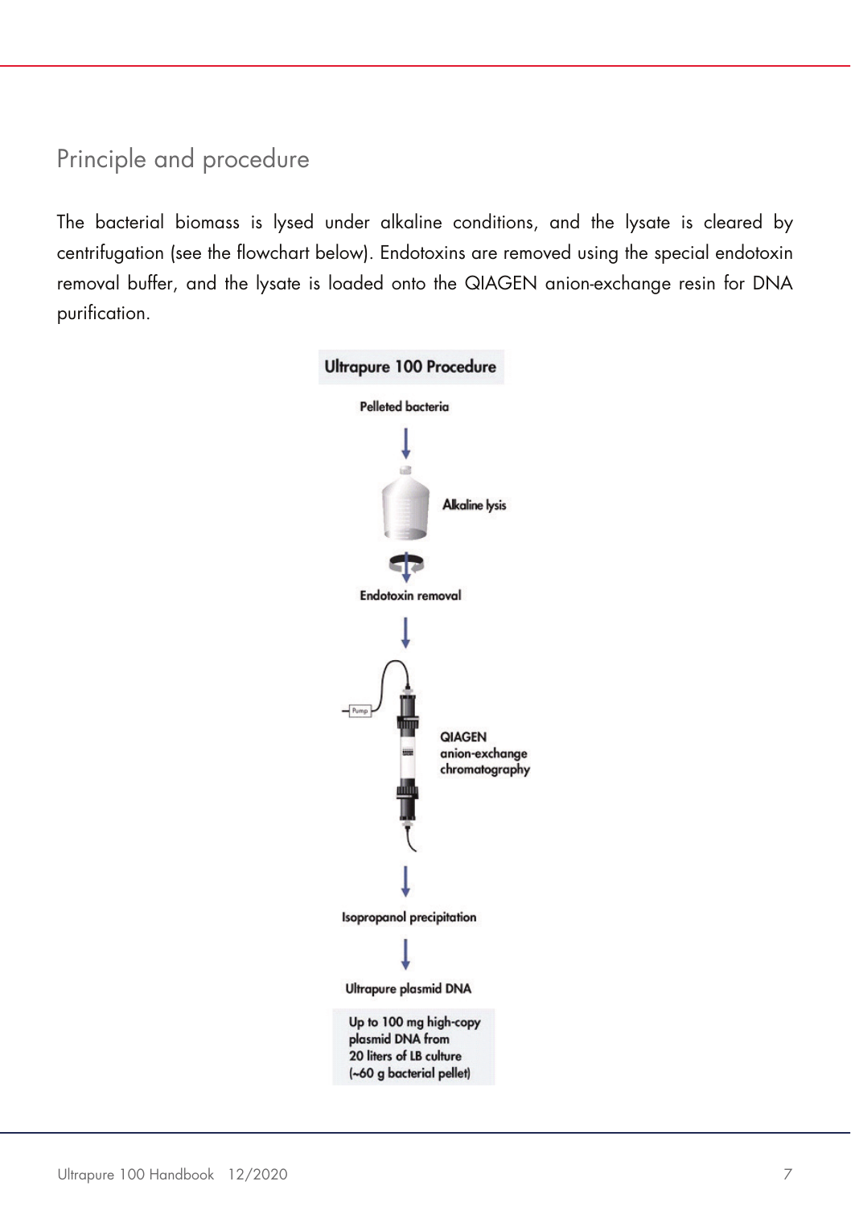## Principle and procedure

The bacterial biomass is lysed under alkaline conditions, and the lysate is cleared by centrifugation (see the flowchart below). Endotoxins are removed using the special endotoxin removal buffer, and the lysate is loaded onto the QIAGEN anion-exchange resin for DNA purification.

**Ultrapure 100 Procedure**

Pelleted bacteria

↓

Alkaline lysis

↓

Endotoxin removal

↓

QIAGEN anion-exchange chromatography

↓

Isopropanol precipitation

↓

Ultrapure plasmid DNA

Up to 100 mg high-copy plasmid DNA from 20 liters of LB culture (~60 g bacterial pellet)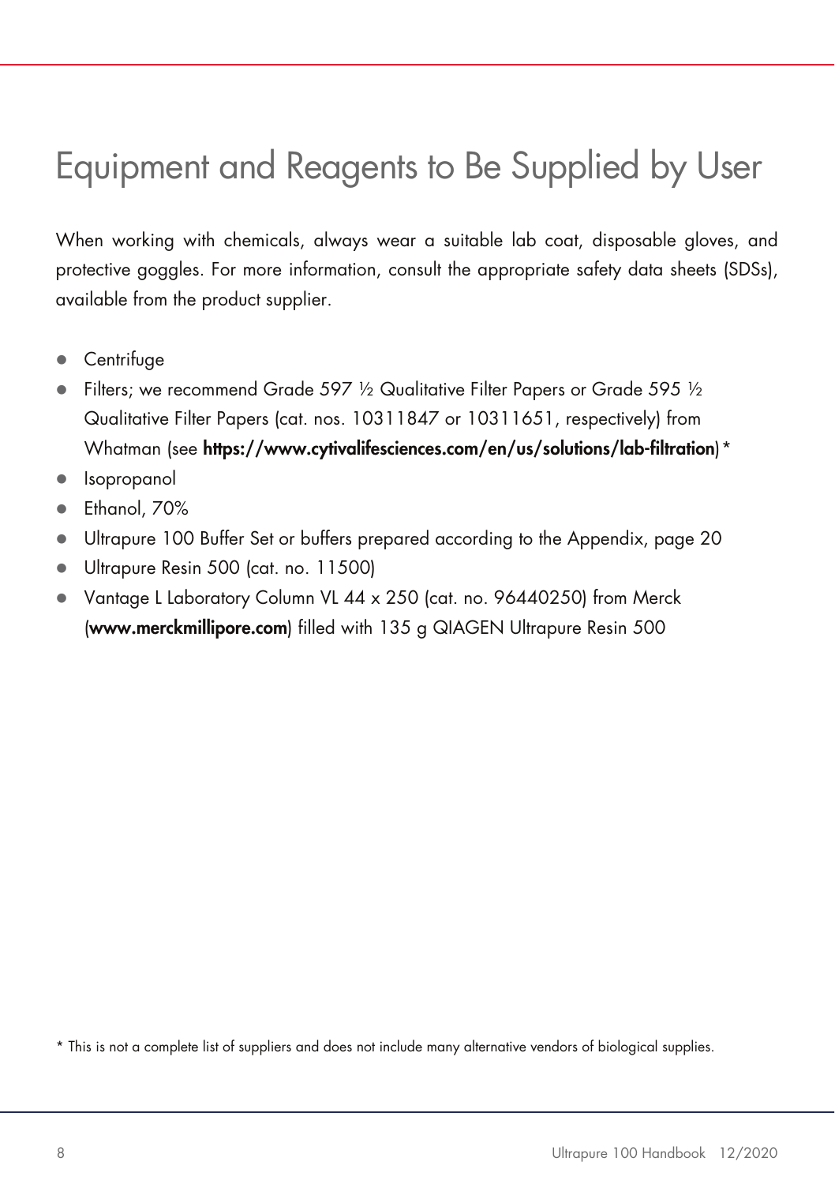# Equipment and Reagents to Be Supplied by User

When working with chemicals, always wear a suitable lab coat, disposable gloves, and protective goggles. For more information, consult the appropriate safety data sheets (SDSs), available from the product supplier.

- Centrifuge
- Filters; we recommend Grade 597 ½ Qualitative Filter Papers or Grade 595 ½ Qualitative Filter Papers (cat. nos. 10311847 or 10311651, respectively) from Whatman (see **https://www.cytivalifesciences.com/en/us/solutions/lab-filtration**) *
- Isopropanol
- Ethanol, 70%
- Ultrapure 100 Buffer Set or buffers prepared according to the Appendix, page 20
- Ultrapure Resin 500 (cat. no. 11500)
- Vantage L Laboratory Column VL 44 x 250 (cat. no. 96440250) from Merck (**www.merckmillipore.com**) filled with 135 g QIAGEN Ultrapure Resin 500

* This is not a complete list of suppliers and does not include many alternative vendors of biological supplies.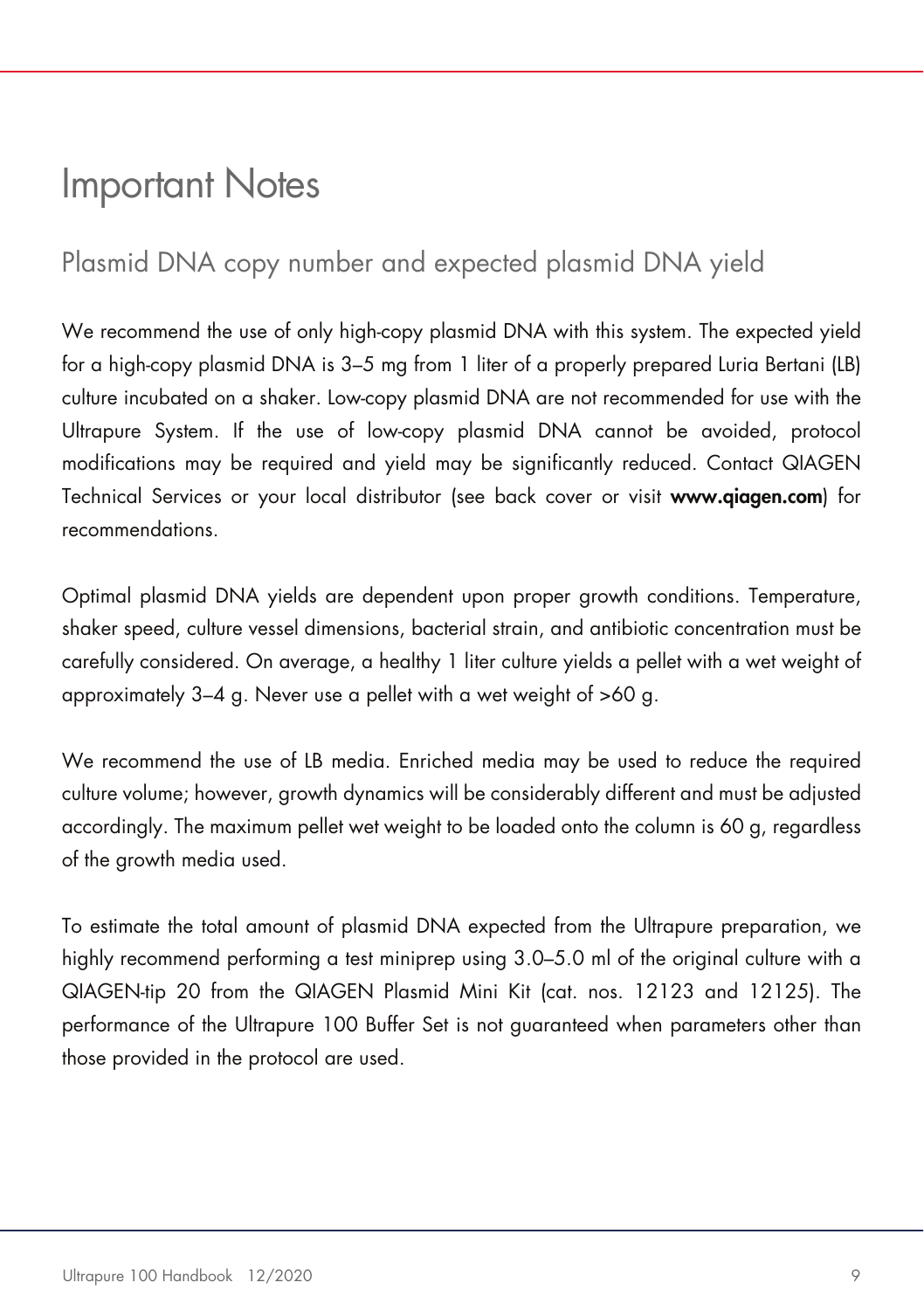# Important Notes

## Plasmid DNA copy number and expected plasmid DNA yield

We recommend the use of only high-copy plasmid DNA with this system. The expected yield for a high-copy plasmid DNA is 3–5 mg from 1 liter of a properly prepared Luria Bertani (LB) culture incubated on a shaker. Low-copy plasmid DNA are not recommended for use with the Ultrapure System. If the use of low-copy plasmid DNA cannot be avoided, protocol modifications may be required and yield may be significantly reduced. Contact QIAGEN Technical Services or your local distributor (see back cover or visit **www.qiagen.com**) for recommendations.

Optimal plasmid DNA yields are dependent upon proper growth conditions. Temperature, shaker speed, culture vessel dimensions, bacterial strain, and antibiotic concentration must be carefully considered. On average, a healthy 1 liter culture yields a pellet with a wet weight of approximately 3–4 g. Never use a pellet with a wet weight of >60 g.

We recommend the use of LB media. Enriched media may be used to reduce the required culture volume; however, growth dynamics will be considerably different and must be adjusted accordingly. The maximum pellet wet weight to be loaded onto the column is 60 g, regardless of the growth media used.

To estimate the total amount of plasmid DNA expected from the Ultrapure preparation, we highly recommend performing a test miniprep using 3.0–5.0 ml of the original culture with a QIAGEN-tip 20 from the QIAGEN Plasmid Mini Kit (cat. nos. 12123 and 12125). The performance of the Ultrapure 100 Buffer Set is not guaranteed when parameters other than those provided in the protocol are used.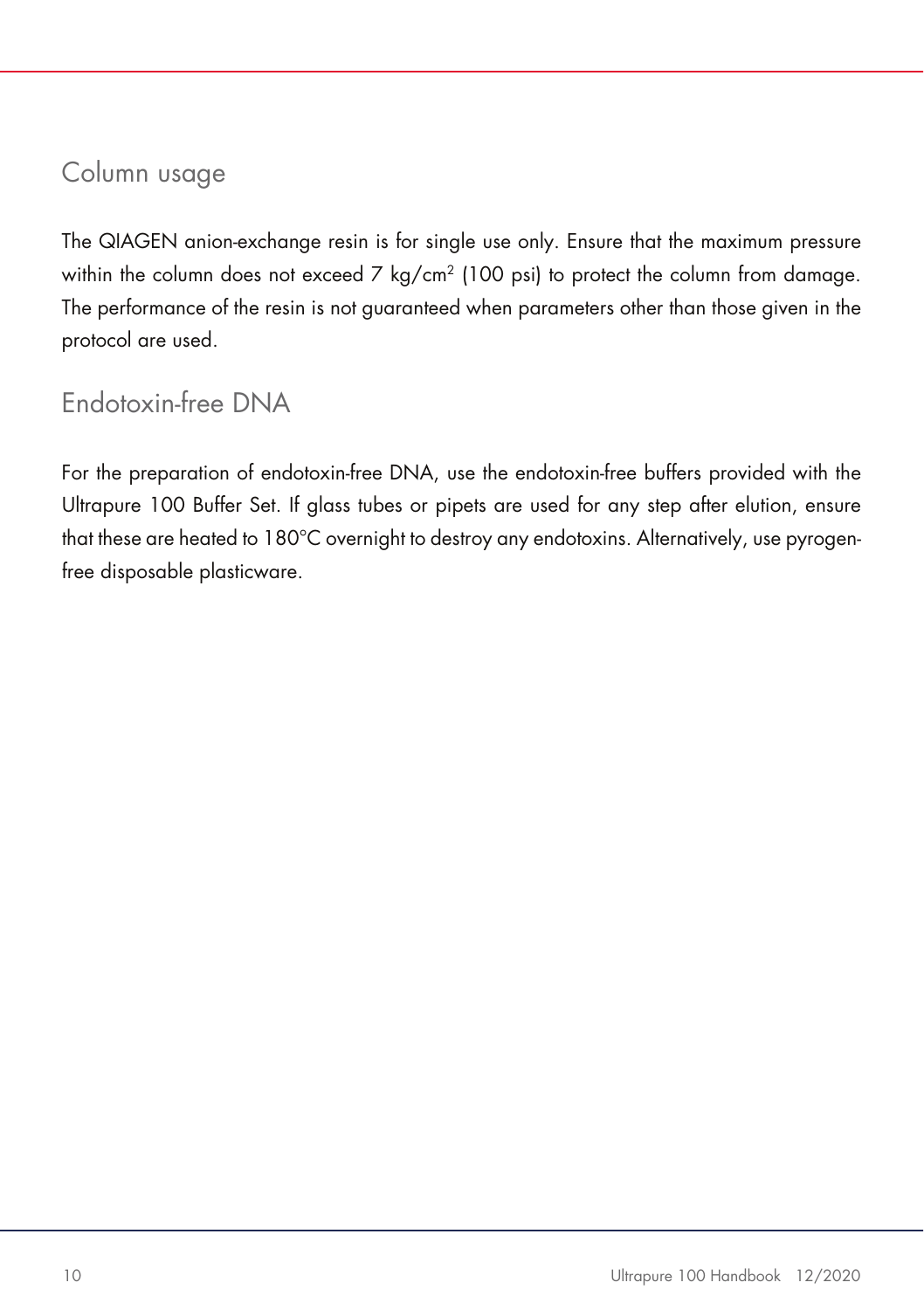## Column usage

The QIAGEN anion-exchange resin is for single use only. Ensure that the maximum pressure within the column does not exceed 7 $kg/cm^2$ (100 psi) to protect the column from damage. The performance of the resin is not guaranteed when parameters other than those given in the protocol are used.

## Endotoxin-free DNA

For the preparation of endotoxin-free DNA, use the endotoxin-free buffers provided with the Ultrapure 100 Buffer Set. If glass tubes or pipets are used for any step after elution, ensure that these are heated to 180°C overnight to destroy any endotoxins. Alternatively, use pyrogen-free disposable plasticware.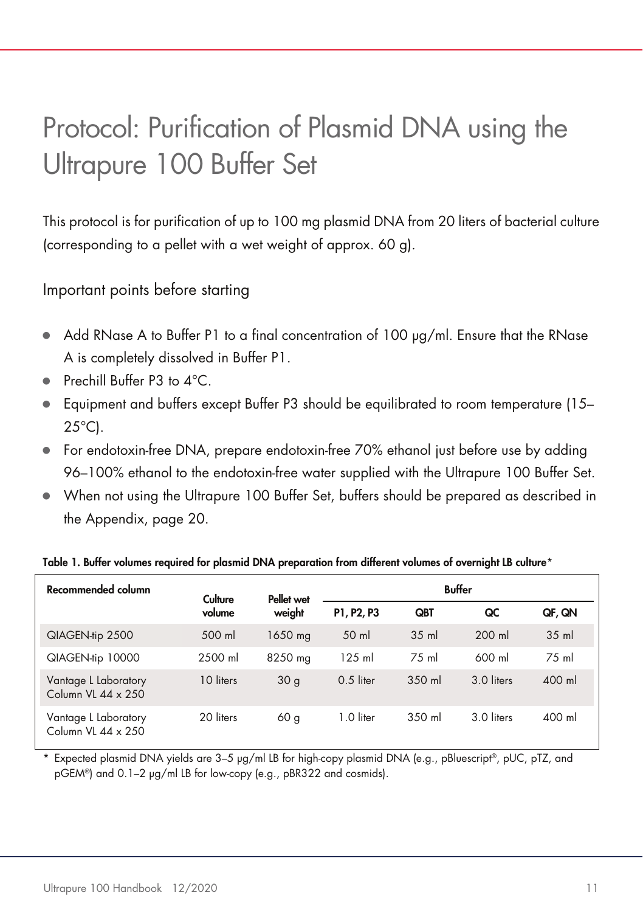# Protocol: Purification of Plasmid DNA using the Ultrapure 100 Buffer Set

This protocol is for purification of up to 100 mg plasmid DNA from 20 liters of bacterial culture (corresponding to a pellet with a wet weight of approx. 60 g).

## Important points before starting

- Add RNase A to Buffer P1 to a final concentration of 100 µg/ml. Ensure that the RNase A is completely dissolved in Buffer P1.
- Prechill Buffer P3 to 4°C.
- Equipment and buffers except Buffer P3 should be equilibrated to room temperature (15–25°C).
- For endotoxin-free DNA, prepare endotoxin-free 70% ethanol just before use by adding 96–100% ethanol to the endotoxin-free water supplied with the Ultrapure 100 Buffer Set.
- When not using the Ultrapure 100 Buffer Set, buffers should be prepared as described in the Appendix, page 20.

**Table 1. Buffer volumes required for plasmid DNA preparation from different volumes of overnight LB culture***

| Recommended column | Culture volume | Pellet wet weight | Buffer | | | |
|---|---|---|---|---|---|---|
| | | | P1, P2, P3 | QBT | QC | QF, QN |
| QIAGEN-tip 2500 | 500 ml | 1650 mg | 50 ml | 35 ml | 200 ml | 35 ml |
| QIAGEN-tip 10000 | 2500 ml | 8250 mg | 125 ml | 75 ml | 600 ml | 75 ml |
| Vantage L Laboratory Column VL 44 x 250 | 10 liters | 30 g | 0.5 liter | 350 ml | 3.0 liters | 400 ml |
| Vantage L Laboratory Column VL 44 x 250 | 20 liters | 60 g | 1.0 liter | 350 ml | 3.0 liters | 400 ml |

* Expected plasmid DNA yields are 3–5 µg/ml LB for high-copy plasmid DNA (e.g., pBluescript®, pUC, pTZ, and pGEM®) and 0.1–2 µg/ml LB for low-copy (e.g., pBR322 and cosmids).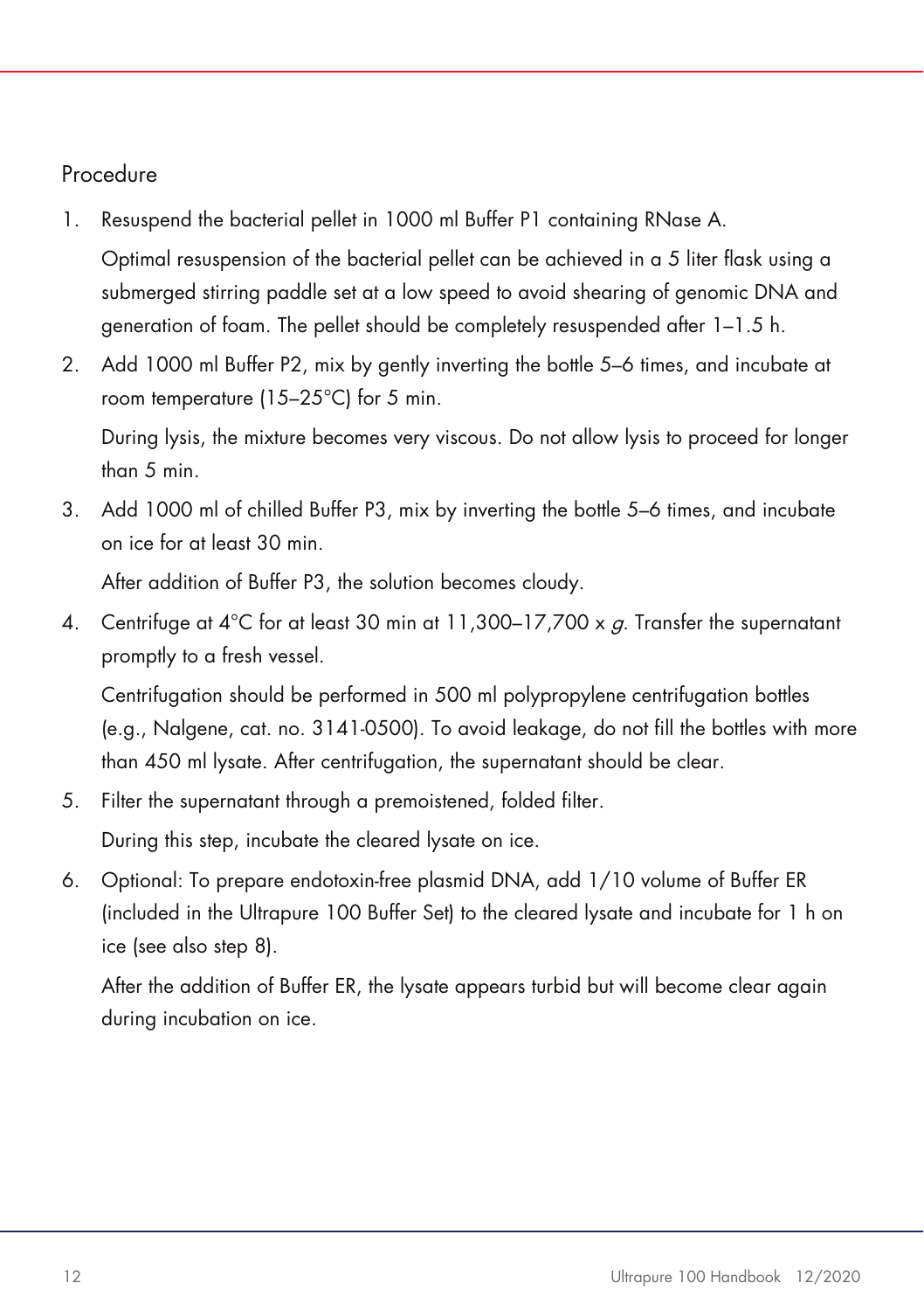## Procedure

1. Resuspend the bacterial pellet in 1000 ml Buffer P1 containing RNase A.

   Optimal resuspension of the bacterial pellet can be achieved in a 5 liter flask using a submerged stirring paddle set at a low speed to avoid shearing of genomic DNA and generation of foam. The pellet should be completely resuspended after 1–1.5 h.

2. Add 1000 ml Buffer P2, mix by gently inverting the bottle 5–6 times, and incubate at room temperature (15–25°C) for 5 min.

   During lysis, the mixture becomes very viscous. Do not allow lysis to proceed for longer than 5 min.

3. Add 1000 ml of chilled Buffer P3, mix by inverting the bottle 5–6 times, and incubate on ice for at least 30 min.

   After addition of Buffer P3, the solution becomes cloudy.

4. Centrifuge at 4°C for at least 30 min at 11,300–17,700 x *g*. Transfer the supernatant promptly to a fresh vessel.

   Centrifugation should be performed in 500 ml polypropylene centrifugation bottles (e.g., Nalgene, cat. no. 3141-0500). To avoid leakage, do not fill the bottles with more than 450 ml lysate. After centrifugation, the supernatant should be clear.

5. Filter the supernatant through a premoistened, folded filter.

   During this step, incubate the cleared lysate on ice.

6. Optional: To prepare endotoxin-free plasmid DNA, add 1/10 volume of Buffer ER (included in the Ultrapure 100 Buffer Set) to the cleared lysate and incubate for 1 h on ice (see also step 8).

   After the addition of Buffer ER, the lysate appears turbid but will become clear again during incubation on ice.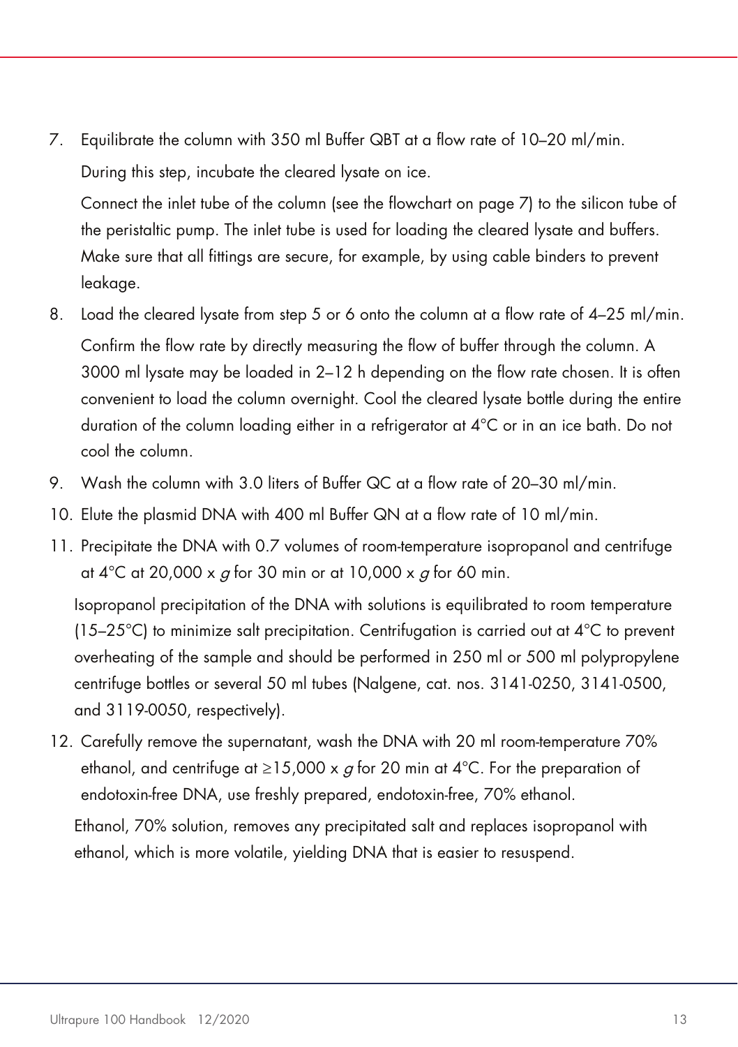7. Equilibrate the column with 350 ml Buffer QBT at a flow rate of 10–20 ml/min.

   During this step, incubate the cleared lysate on ice.

   Connect the inlet tube of the column (see the flowchart on page 7) to the silicon tube of the peristaltic pump. The inlet tube is used for loading the cleared lysate and buffers. Make sure that all fittings are secure, for example, by using cable binders to prevent leakage.

8. Load the cleared lysate from step 5 or 6 onto the column at a flow rate of 4–25 ml/min.

   Confirm the flow rate by directly measuring the flow of buffer through the column. A 3000 ml lysate may be loaded in 2–12 h depending on the flow rate chosen. It is often convenient to load the column overnight. Cool the cleared lysate bottle during the entire duration of the column loading either in a refrigerator at 4°C or in an ice bath. Do not cool the column.

9. Wash the column with 3.0 liters of Buffer QC at a flow rate of 20–30 ml/min.

10. Elute the plasmid DNA with 400 ml Buffer QN at a flow rate of 10 ml/min.

11. Precipitate the DNA with 0.7 volumes of room-temperature isopropanol and centrifuge at 4°C at 20,000 x *g* for 30 min or at 10,000 x *g* for 60 min.

    Isopropanol precipitation of the DNA with solutions is equilibrated to room temperature (15–25°C) to minimize salt precipitation. Centrifugation is carried out at 4°C to prevent overheating of the sample and should be performed in 250 ml or 500 ml polypropylene centrifuge bottles or several 50 ml tubes (Nalgene, cat. nos. 3141-0250, 3141-0500, and 3119-0050, respectively).

12. Carefully remove the supernatant, wash the DNA with 20 ml room-temperature 70% ethanol, and centrifuge at ≥15,000 x *g* for 20 min at 4°C. For the preparation of endotoxin-free DNA, use freshly prepared, endotoxin-free, 70% ethanol.

    Ethanol, 70% solution, removes any precipitated salt and replaces isopropanol with ethanol, which is more volatile, yielding DNA that is easier to resuspend.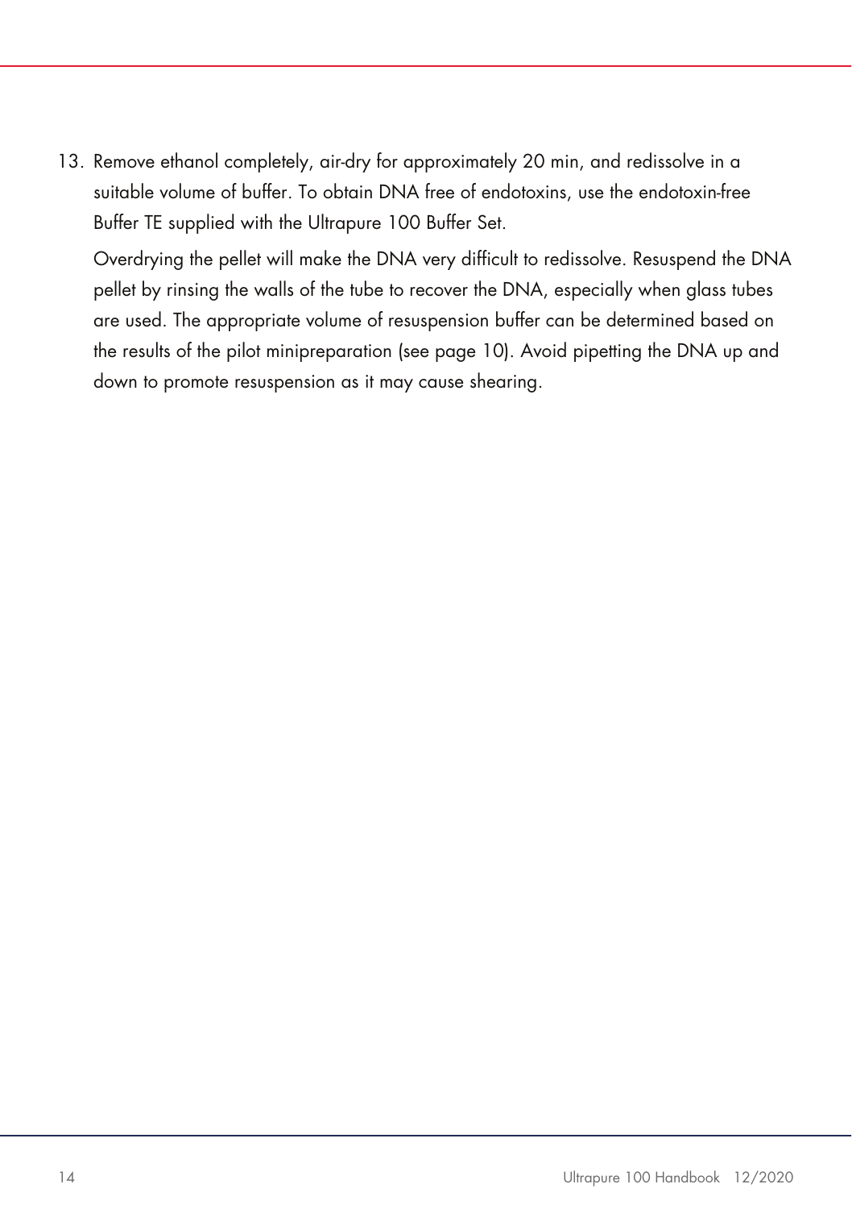13. Remove ethanol completely, air-dry for approximately 20 min, and redissolve in a suitable volume of buffer. To obtain DNA free of endotoxins, use the endotoxin-free Buffer TE supplied with the Ultrapure 100 Buffer Set.

    Overdrying the pellet will make the DNA very difficult to redissolve. Resuspend the DNA pellet by rinsing the walls of the tube to recover the DNA, especially when glass tubes are used. The appropriate volume of resuspension buffer can be determined based on the results of the pilot minipreparation (see page 10). Avoid pipetting the DNA up and down to promote resuspension as it may cause shearing.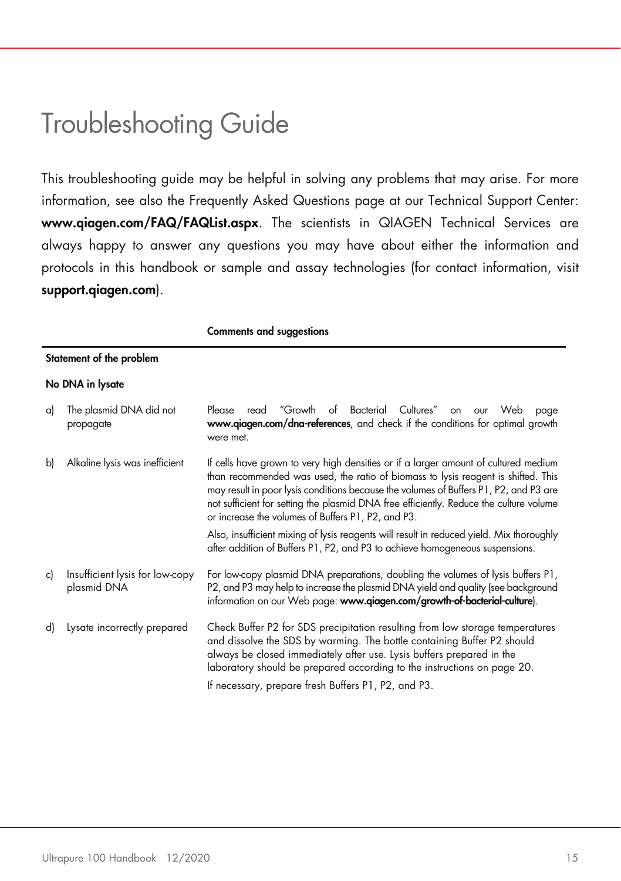# Troubleshooting Guide

This troubleshooting guide may be helpful in solving any problems that may arise. For more information, see also the Frequently Asked Questions page at our Technical Support Center: **www.qiagen.com/FAQ/FAQList.aspx**. The scientists in QIAGEN Technical Services are always happy to answer any questions you may have about either the information and protocols in this handbook or sample and assay technologies (for contact information, visit **support.qiagen.com**).

| | Comments and suggestions |
|---|---|
| **Statement of the problem** | |
| **No DNA in lysate** | |
| a) The plasmid DNA did not propagate | Please read "Growth of Bacterial Cultures" on our Web page **www.qiagen.com/dna-references**, and check if the conditions for optimal growth were met. |
| b) Alkaline lysis was inefficient | If cells have grown to very high densities or if a larger amount of cultured medium than recommended was used, the ratio of biomass to lysis reagent is shifted. This may result in poor lysis conditions because the volumes of Buffers P1, P2, and P3 are not sufficient for setting the plasmid DNA free efficiently. Reduce the culture volume or increase the volumes of Buffers P1, P2, and P3.<br><br>Also, insufficient mixing of lysis reagents will result in reduced yield. Mix thoroughly after addition of Buffers P1, P2, and P3 to achieve homogeneous suspensions. |
| c) Insufficient lysis for low-copy plasmid DNA | For low-copy plasmid DNA preparations, doubling the volumes of lysis buffers P1, P2, and P3 may help to increase the plasmid DNA yield and quality (see background information on our Web page: **www.qiagen.com/growth-of-bacterial-culture**). |
| d) Lysate incorrectly prepared | Check Buffer P2 for SDS precipitation resulting from low storage temperatures and dissolve the SDS by warming. The bottle containing Buffer P2 should always be closed immediately after use. Lysis buffers prepared in the laboratory should be prepared according to the instructions on page 20.<br><br>If necessary, prepare fresh Buffers P1, P2, and P3. |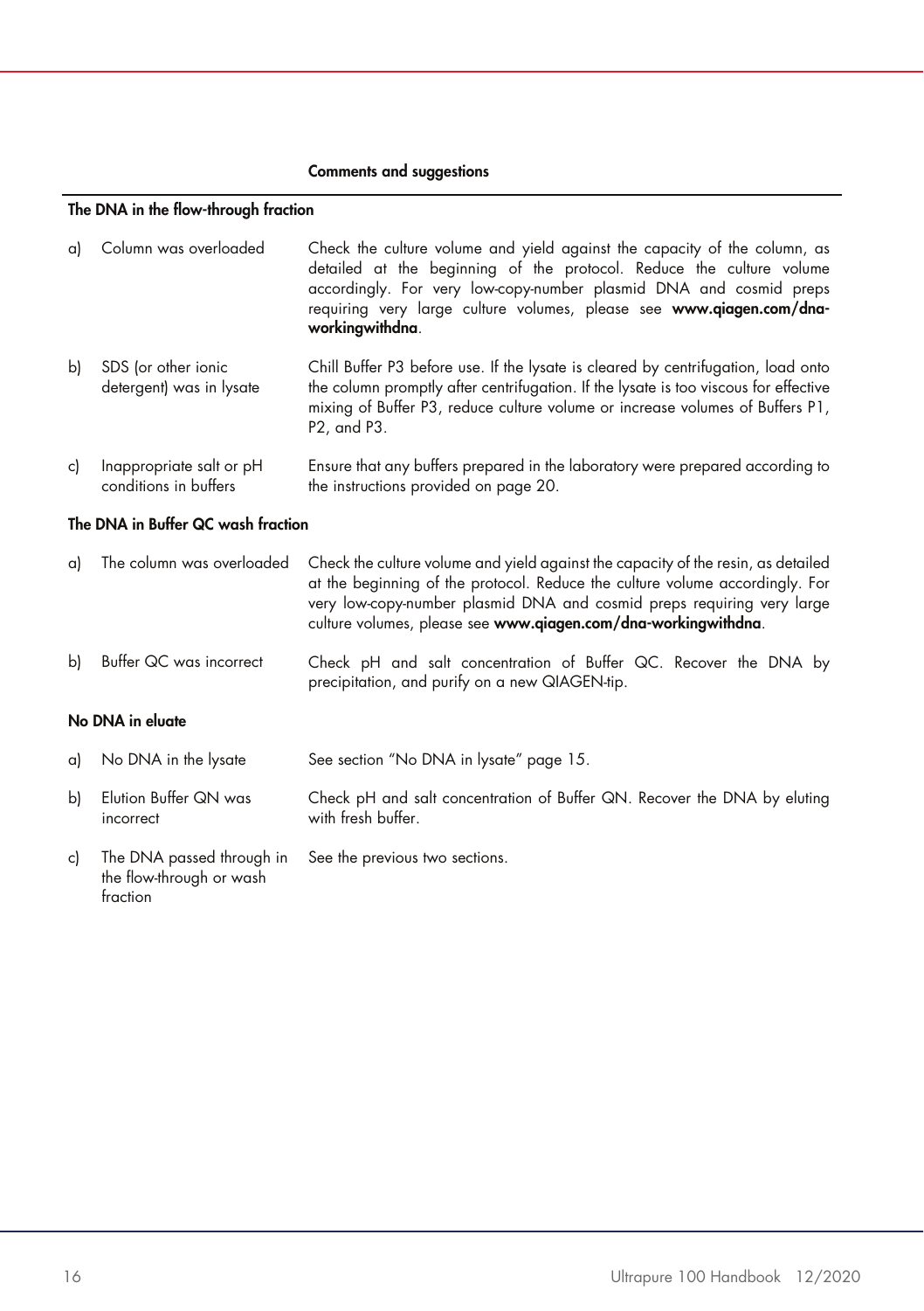| | | Comments and suggestions |
|---|---|---|
| **The DNA in the flow-through fraction** | | |
| a) | Column was overloaded | Check the culture volume and yield against the capacity of the column, as detailed at the beginning of the protocol. Reduce the culture volume accordingly. For very low-copy-number plasmid DNA and cosmid preps requiring very large culture volumes, please see **www.qiagen.com/dna-workingwithdna**. |
| b) | SDS (or other ionic detergent) was in lysate | Chill Buffer P3 before use. If the lysate is cleared by centrifugation, load onto the column promptly after centrifugation. If the lysate is too viscous for effective mixing of Buffer P3, reduce culture volume or increase volumes of Buffers P1, P2, and P3. |
| c) | Inappropriate salt or pH conditions in buffers | Ensure that any buffers prepared in the laboratory were prepared according to the instructions provided on page 20. |
| **The DNA in Buffer QC wash fraction** | | |
| a) | The column was overloaded | Check the culture volume and yield against the capacity of the resin, as detailed at the beginning of the protocol. Reduce the culture volume accordingly. For very low-copy-number plasmid DNA and cosmid preps requiring very large culture volumes, please see **www.qiagen.com/dna-workingwithdna**. |
| b) | Buffer QC was incorrect | Check pH and salt concentration of Buffer QC. Recover the DNA by precipitation, and purify on a new QIAGEN-tip. |
| **No DNA in eluate** | | |
| a) | No DNA in the lysate | See section "No DNA in lysate" page 15. |
| b) | Elution Buffer QN was incorrect | Check pH and salt concentration of Buffer QN. Recover the DNA by eluting with fresh buffer. |
| c) | The DNA passed through in the flow-through or wash fraction | See the previous two sections. |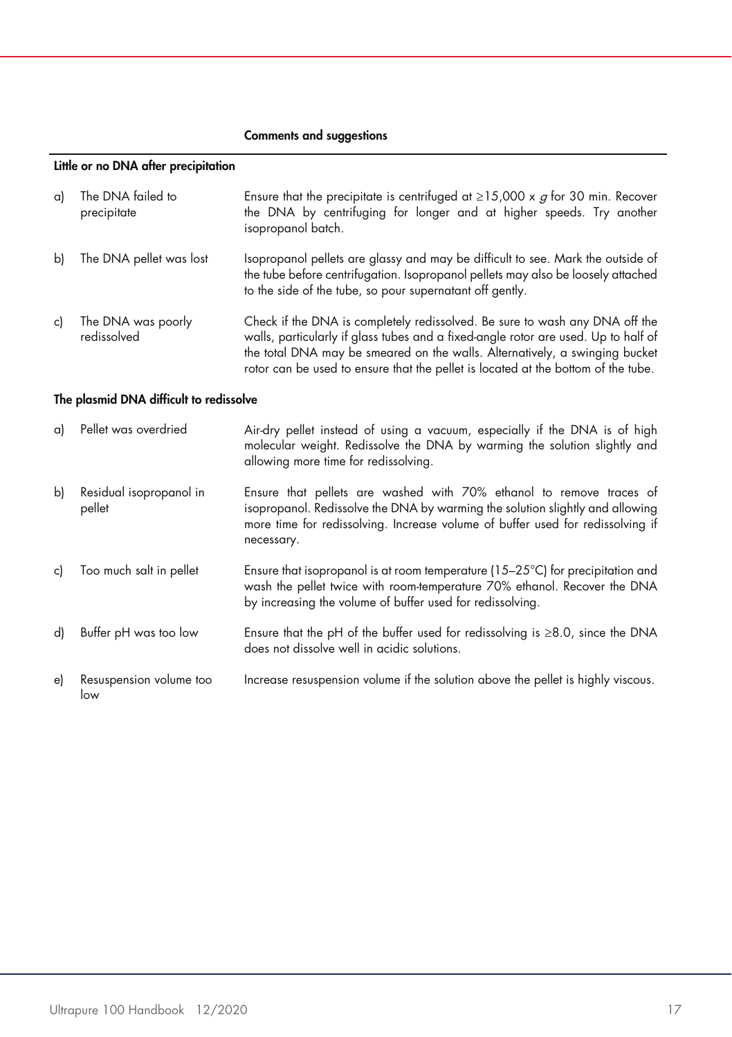| | | Comments and suggestions |
|---|---|---|
| **Little or no DNA after precipitation** | | |
| a) | The DNA failed to precipitate | Ensure that the precipitate is centrifuged at ≥15,000 x *g* for 30 min. Recover the DNA by centrifuging for longer and at higher speeds. Try another isopropanol batch. |
| b) | The DNA pellet was lost | Isopropanol pellets are glassy and may be difficult to see. Mark the outside of the tube before centrifugation. Isopropanol pellets may also be loosely attached to the side of the tube, so pour supernatant off gently. |
| c) | The DNA was poorly redissolved | Check if the DNA is completely redissolved. Be sure to wash any DNA off the walls, particularly if glass tubes and a fixed-angle rotor are used. Up to half of the total DNA may be smeared on the walls. Alternatively, a swinging bucket rotor can be used to ensure that the pellet is located at the bottom of the tube. |
| **The plasmid DNA difficult to redissolve** | | |
| a) | Pellet was overdried | Air-dry pellet instead of using a vacuum, especially if the DNA is of high molecular weight. Redissolve the DNA by warming the solution slightly and allowing more time for redissolving. |
| b) | Residual isopropanol in pellet | Ensure that pellets are washed with 70% ethanol to remove traces of isopropanol. Redissolve the DNA by warming the solution slightly and allowing more time for redissolving. Increase volume of buffer used for redissolving if necessary. |
| c) | Too much salt in pellet | Ensure that isopropanol is at room temperature (15–25°C) for precipitation and wash the pellet twice with room-temperature 70% ethanol. Recover the DNA by increasing the volume of buffer used for redissolving. |
| d) | Buffer pH was too low | Ensure that the pH of the buffer used for redissolving is ≥8.0, since the DNA does not dissolve well in acidic solutions. |
| e) | Resuspension volume too low | Increase resuspension volume if the solution above the pellet is highly viscous. |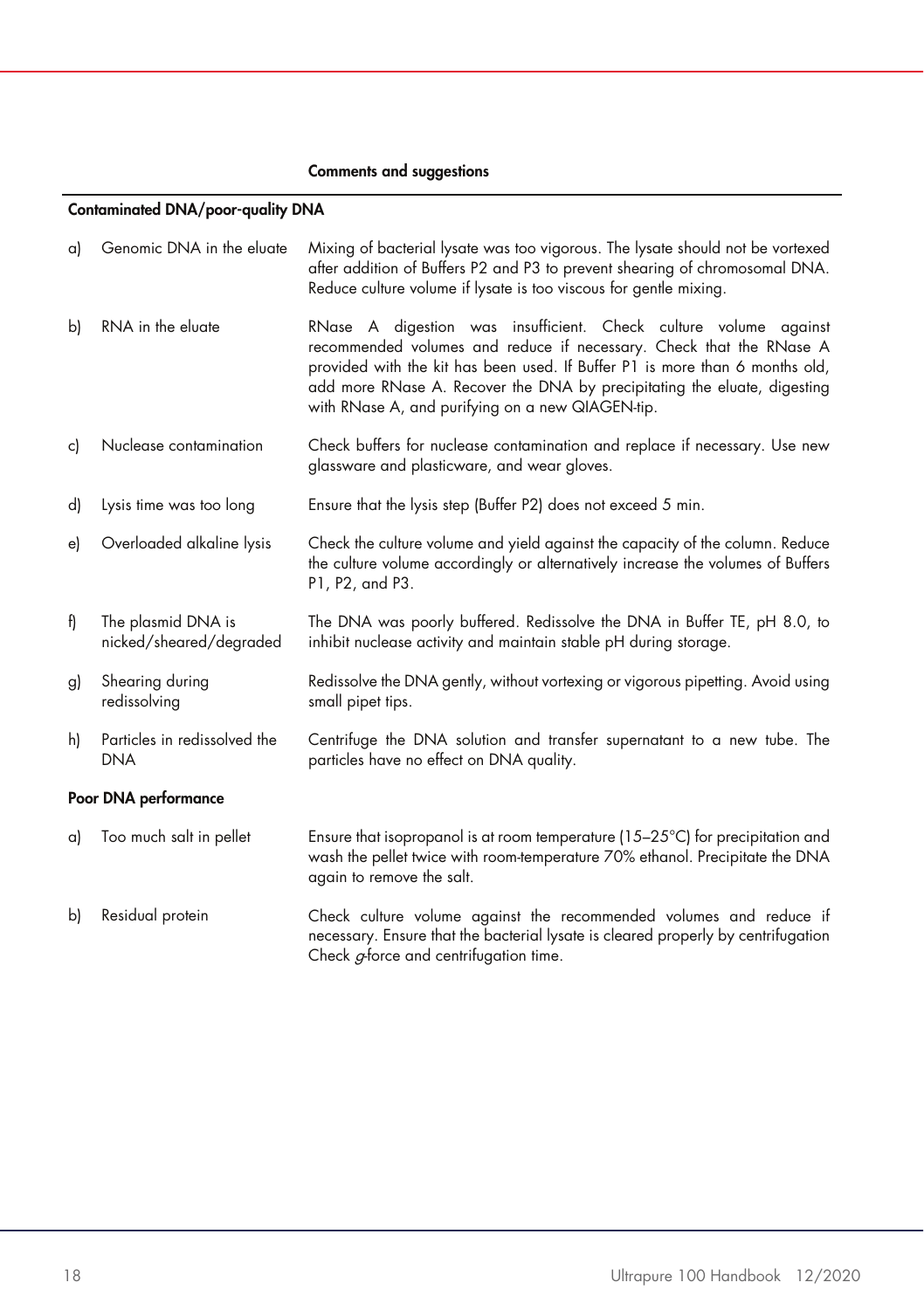| | | Comments and suggestions |
|---|---|---|
| **Contaminated DNA/poor-quality DNA** | | |
| a) | Genomic DNA in the eluate | Mixing of bacterial lysate was too vigorous. The lysate should not be vortexed after addition of Buffers P2 and P3 to prevent shearing of chromosomal DNA. Reduce culture volume if lysate is too viscous for gentle mixing. |
| b) | RNA in the eluate | RNase A digestion was insufficient. Check culture volume against recommended volumes and reduce if necessary. Check that the RNase A provided with the kit has been used. If Buffer P1 is more than 6 months old, add more RNase A. Recover the DNA by precipitating the eluate, digesting with RNase A, and purifying on a new QIAGEN-tip. |
| c) | Nuclease contamination | Check buffers for nuclease contamination and replace if necessary. Use new glassware and plasticware, and wear gloves. |
| d) | Lysis time was too long | Ensure that the lysis step (Buffer P2) does not exceed 5 min. |
| e) | Overloaded alkaline lysis | Check the culture volume and yield against the capacity of the column. Reduce the culture volume accordingly or alternatively increase the volumes of Buffers P1, P2, and P3. |
| f) | The plasmid DNA is nicked/sheared/degraded | The DNA was poorly buffered. Redissolve the DNA in Buffer TE, pH 8.0, to inhibit nuclease activity and maintain stable pH during storage. |
| g) | Shearing during redissolving | Redissolve the DNA gently, without vortexing or vigorous pipetting. Avoid using small pipet tips. |
| h) | Particles in redissolved the DNA | Centrifuge the DNA solution and transfer supernatant to a new tube. The particles have no effect on DNA quality. |
| **Poor DNA performance** | | |
| a) | Too much salt in pellet | Ensure that isopropanol is at room temperature (15–25°C) for precipitation and wash the pellet twice with room-temperature 70% ethanol. Precipitate the DNA again to remove the salt. |
| b) | Residual protein | Check culture volume against the recommended volumes and reduce if necessary. Ensure that the bacterial lysate is cleared properly by centrifugation Check *g*-force and centrifugation time. |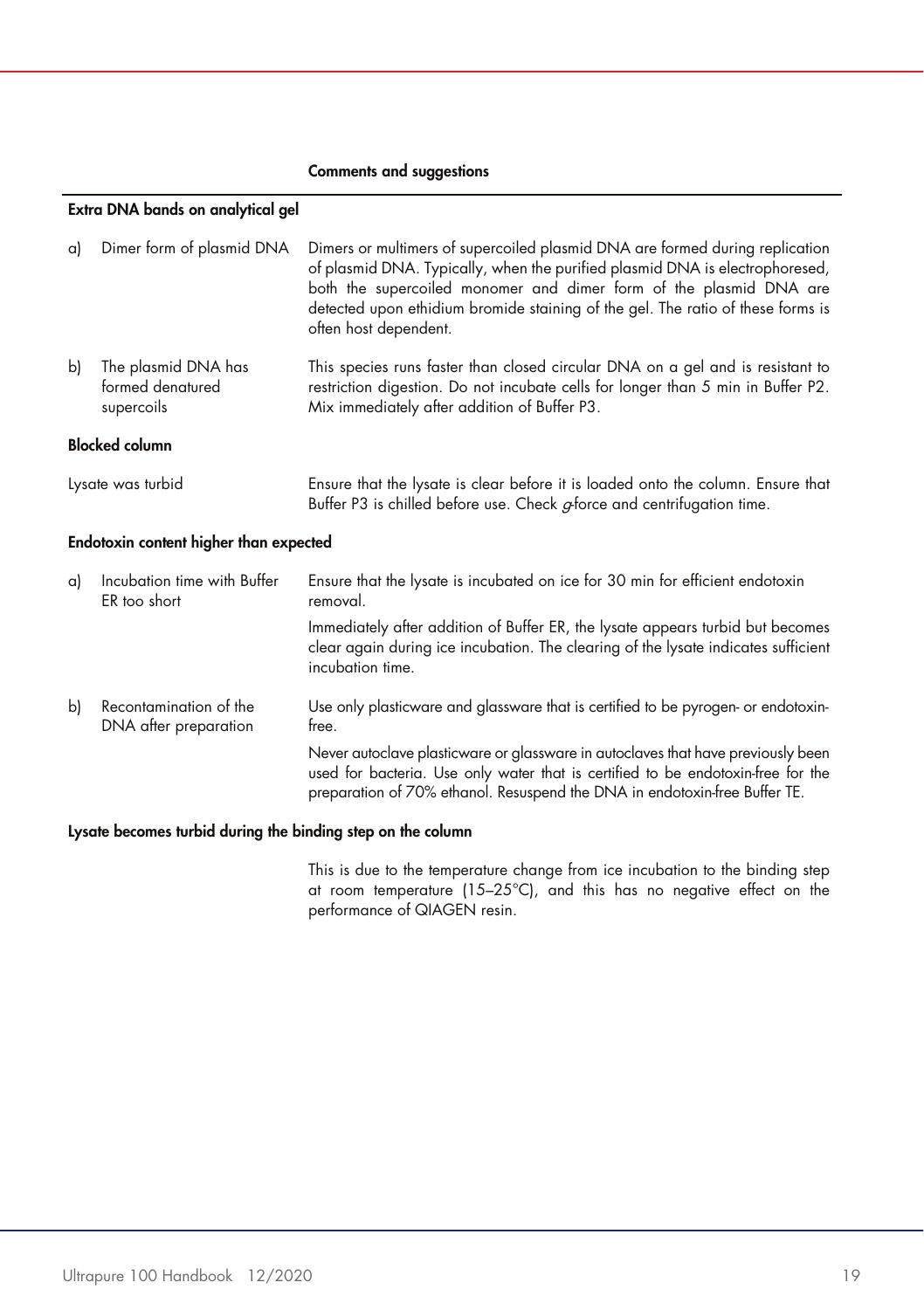| | Comments and suggestions |
|---|---|
| **Extra DNA bands on analytical gel** | |
| a) Dimer form of plasmid DNA | Dimers or multimers of supercoiled plasmid DNA are formed during replication of plasmid DNA. Typically, when the purified plasmid DNA is electrophoresed, both the supercoiled monomer and dimer form of the plasmid DNA are detected upon ethidium bromide staining of the gel. The ratio of these forms is often host dependent. |
| b) The plasmid DNA has formed denatured supercoils | This species runs faster than closed circular DNA on a gel and is resistant to restriction digestion. Do not incubate cells for longer than 5 min in Buffer P2. Mix immediately after addition of Buffer P3. |
| **Blocked column** | |
| Lysate was turbid | Ensure that the lysate is clear before it is loaded onto the column. Ensure that Buffer P3 is chilled before use. Check *g*-force and centrifugation time. |
| **Endotoxin content higher than expected** | |
| a) Incubation time with Buffer ER too short | Ensure that the lysate is incubated on ice for 30 min for efficient endotoxin removal.<br><br>Immediately after addition of Buffer ER, the lysate appears turbid but becomes clear again during ice incubation. The clearing of the lysate indicates sufficient incubation time. |
| b) Recontamination of the DNA after preparation | Use only plasticware and glassware that is certified to be pyrogen- or endotoxin-free.<br><br>Never autoclave plasticware or glassware in autoclaves that have previously been used for bacteria. Use only water that is certified to be endotoxin-free for the preparation of 70% ethanol. Resuspend the DNA in endotoxin-free Buffer TE. |
| **Lysate becomes turbid during the binding step on the column** | |
| | This is due to the temperature change from ice incubation to the binding step at room temperature (15–25°C), and this has no negative effect on the performance of QIAGEN resin. |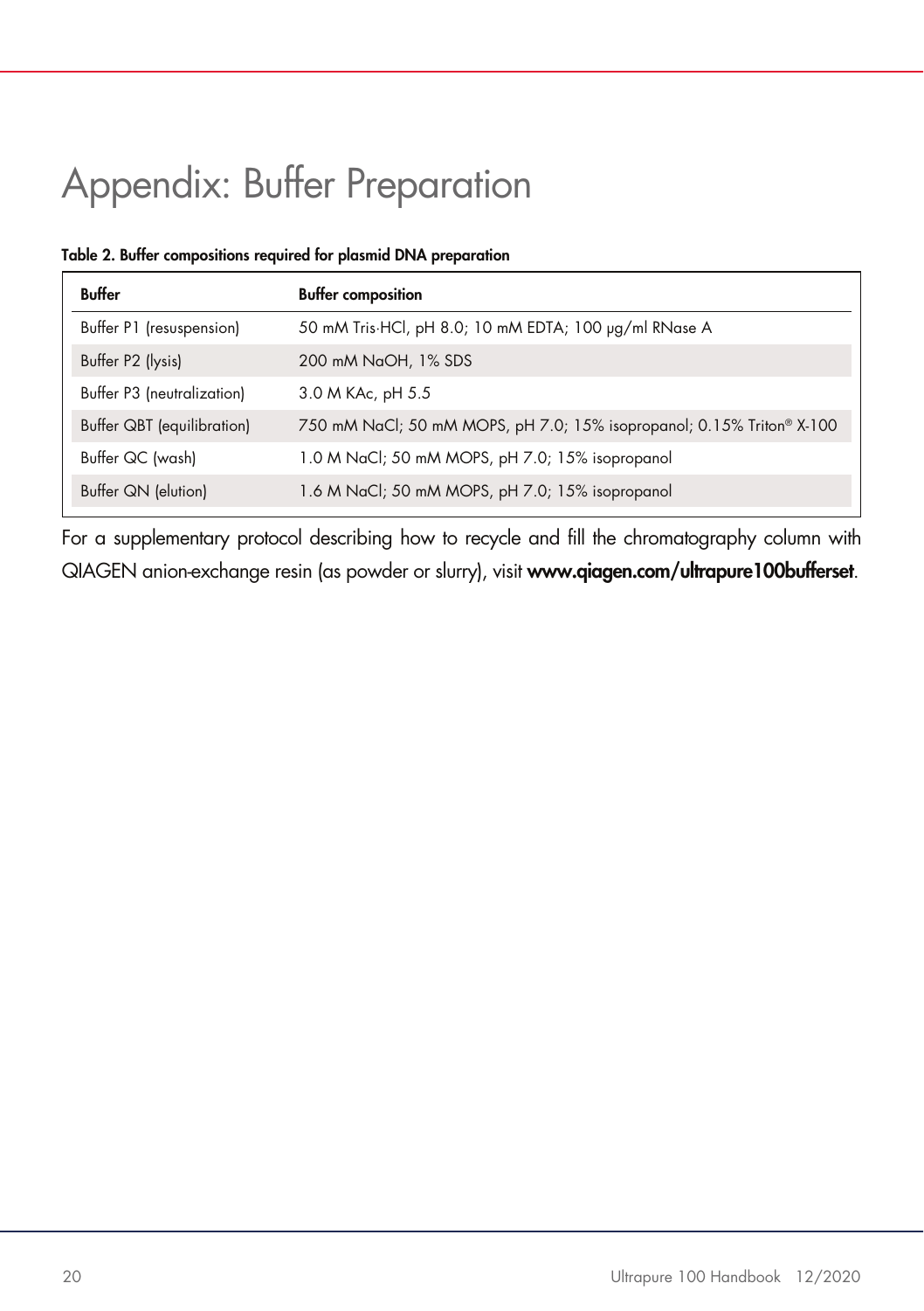# Appendix: Buffer Preparation

**Table 2. Buffer compositions required for plasmid DNA preparation**

| Buffer | Buffer composition |
|---|---|
| Buffer P1 (resuspension) | 50 mM Tris·HCl, pH 8.0; 10 mM EDTA; 100 µg/ml RNase A |
| Buffer P2 (lysis) | 200 mM NaOH, 1% SDS |
| Buffer P3 (neutralization) | 3.0 M KAc, pH 5.5 |
| Buffer QBT (equilibration) | 750 mM NaCl; 50 mM MOPS, pH 7.0; 15% isopropanol; 0.15% Triton® X-100 |
| Buffer QC (wash) | 1.0 M NaCl; 50 mM MOPS, pH 7.0; 15% isopropanol |
| Buffer QN (elution) | 1.6 M NaCl; 50 mM MOPS, pH 7.0; 15% isopropanol |

For a supplementary protocol describing how to recycle and fill the chromatography column with QIAGEN anion-exchange resin (as powder or slurry), visit **www.qiagen.com/ultrapure100bufferset**.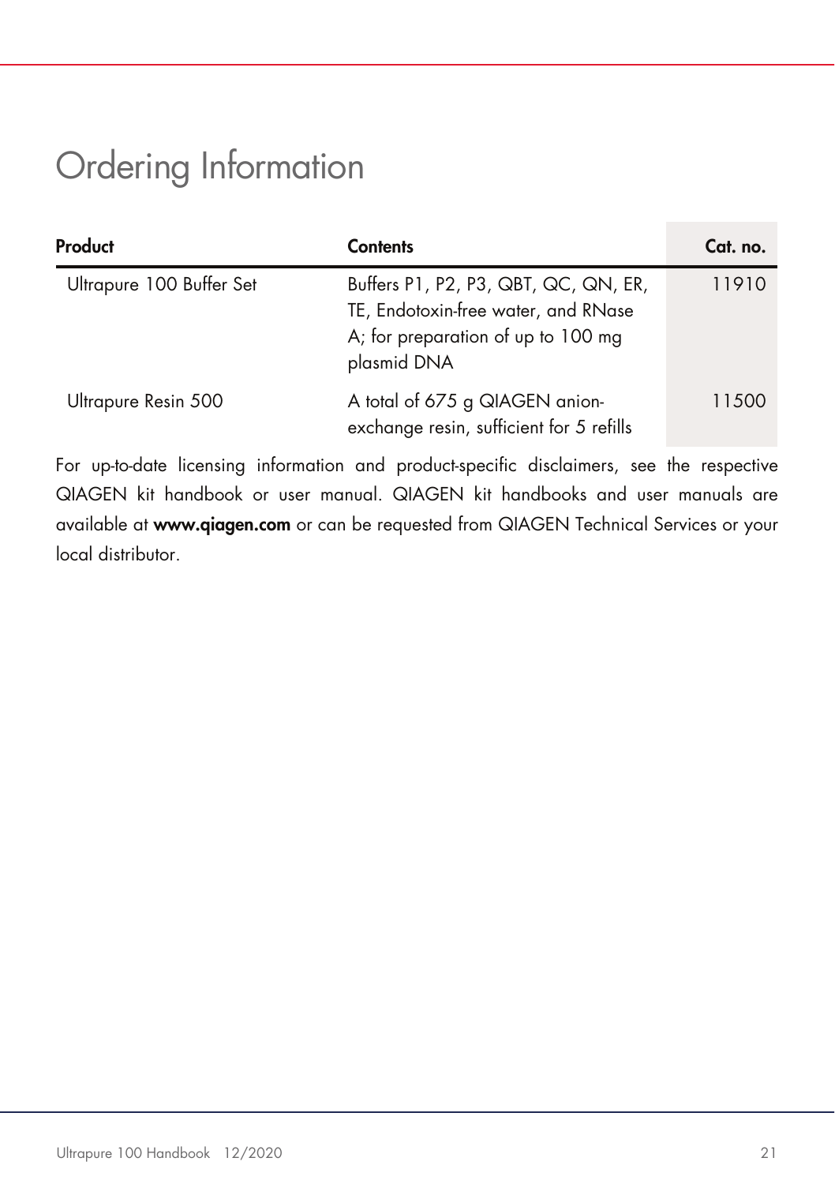# Ordering Information

| Product | Contents | Cat. no. |
|---|---|---|
| Ultrapure 100 Buffer Set | Buffers P1, P2, P3, QBT, QC, QN, ER, TE, Endotoxin-free water, and RNase A; for preparation of up to 100 mg plasmid DNA | 11910 |
| Ultrapure Resin 500 | A total of 675 g QIAGEN anion-exchange resin, sufficient for 5 refills | 11500 |

For up-to-date licensing information and product-specific disclaimers, see the respective QIAGEN kit handbook or user manual. QIAGEN kit handbooks and user manuals are available at **www.qiagen.com** or can be requested from QIAGEN Technical Services or your local distributor.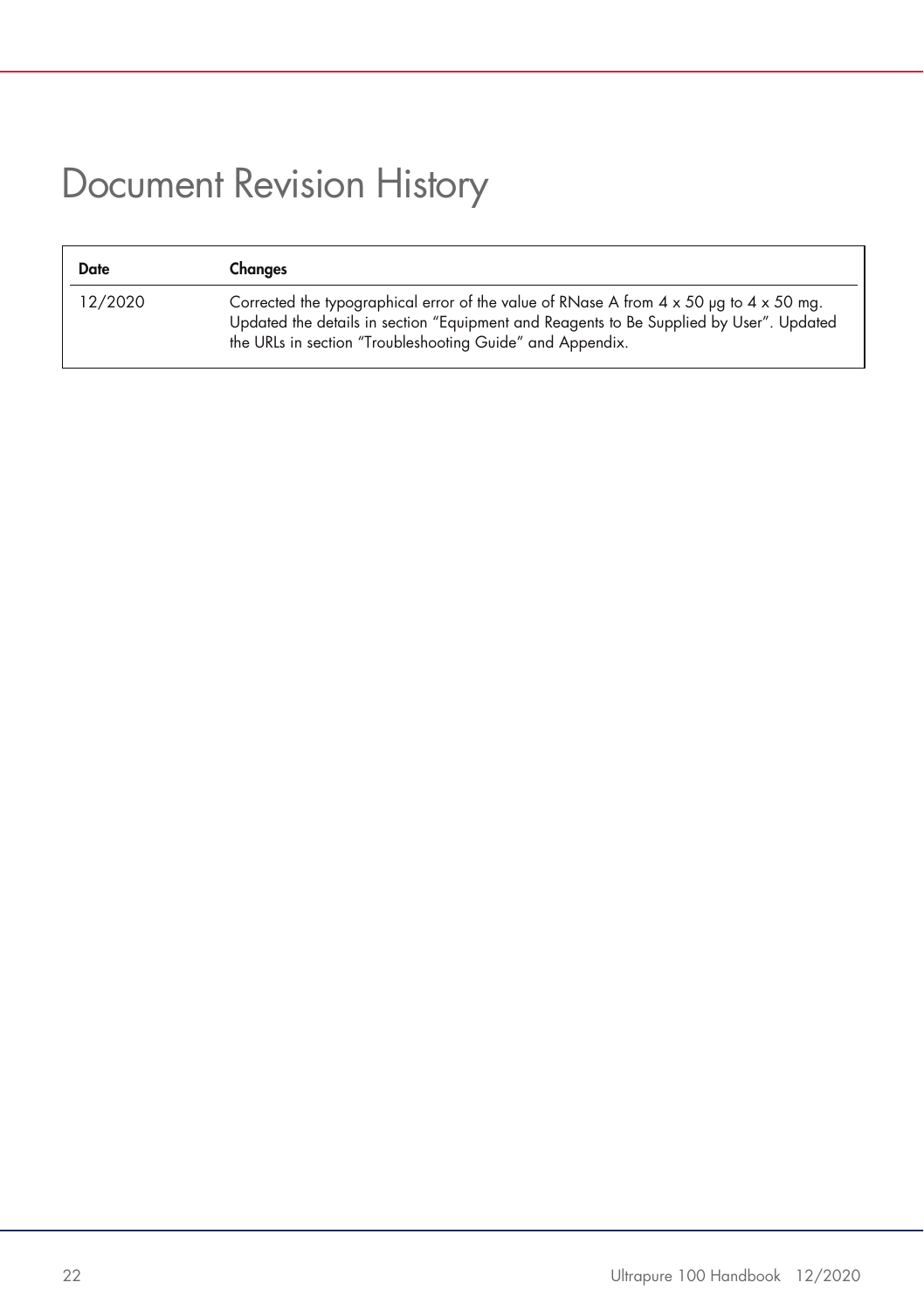# Document Revision History

| Date | Changes |
| --- | --- |
| 12/2020 | Corrected the typographical error of the value of RNase A from 4 x 50 µg to 4 x 50 mg. Updated the details in section "Equipment and Reagents to Be Supplied by User". Updated the URLs in section "Troubleshooting Guide" and Appendix. |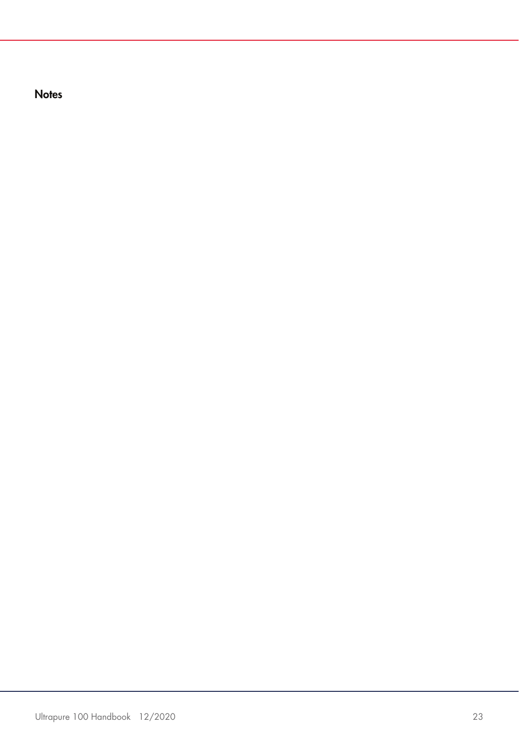## Notes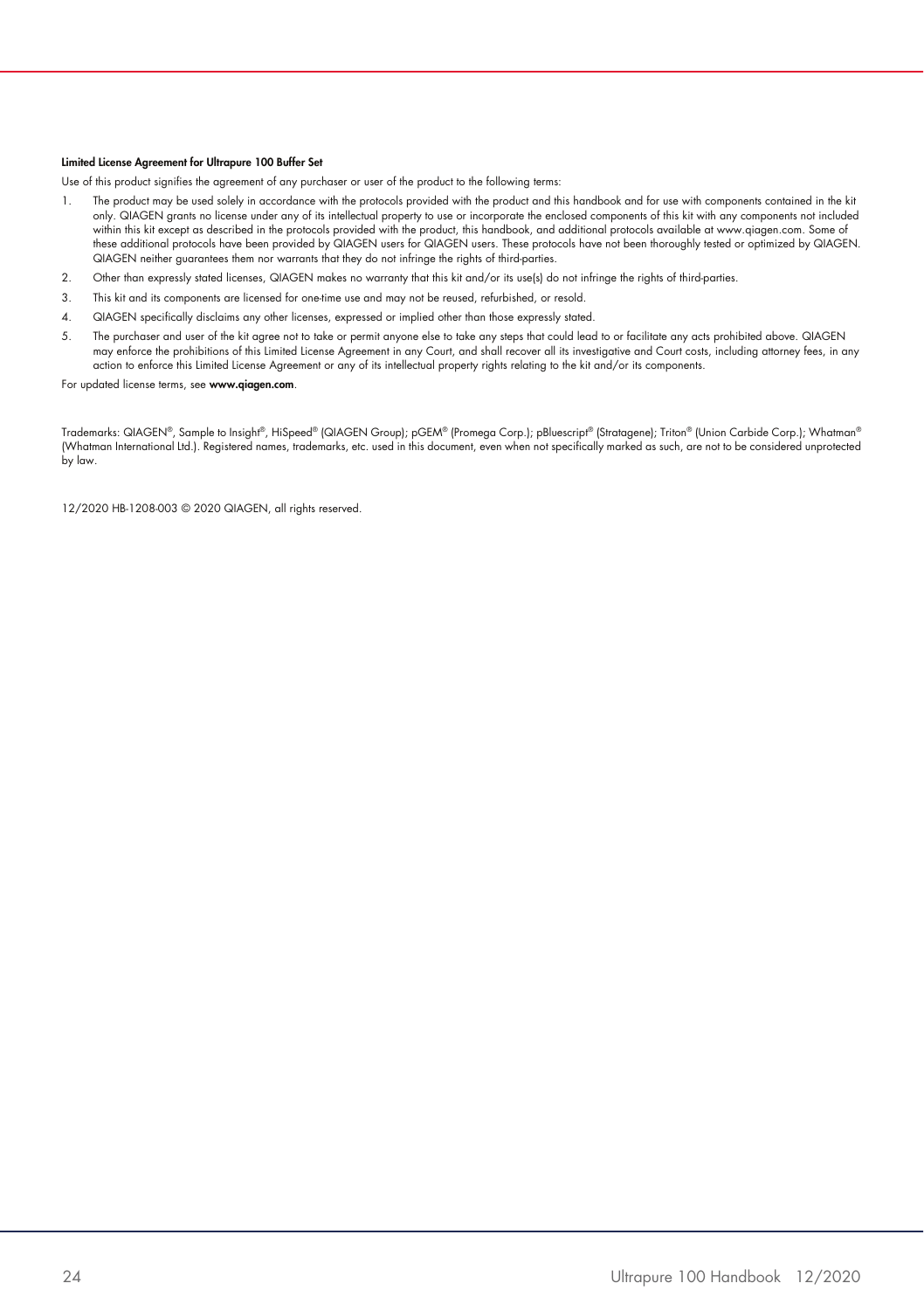**Limited License Agreement for Ultrapure 100 Buffer Set**

Use of this product signifies the agreement of any purchaser or user of the product to the following terms:

1. The product may be used solely in accordance with the protocols provided with the product and this handbook and for use with components contained in the kit only. QIAGEN grants no license under any of its intellectual property to use or incorporate the enclosed components of this kit with any components not included within this kit except as described in the protocols provided with the product, this handbook, and additional protocols available at www.qiagen.com. Some of these additional protocols have been provided by QIAGEN users for QIAGEN users. These protocols have not been thoroughly tested or optimized by QIAGEN. QIAGEN neither guarantees them nor warrants that they do not infringe the rights of third-parties.
2. Other than expressly stated licenses, QIAGEN makes no warranty that this kit and/or its use(s) do not infringe the rights of third-parties.
3. This kit and its components are licensed for one-time use and may not be reused, refurbished, or resold.
4. QIAGEN specifically disclaims any other licenses, expressed or implied other than those expressly stated.
5. The purchaser and user of the kit agree not to take or permit anyone else to take any steps that could lead to or facilitate any acts prohibited above. QIAGEN may enforce the prohibitions of this Limited License Agreement in any Court, and shall recover all its investigative and Court costs, including attorney fees, in any action to enforce this Limited License Agreement or any of its intellectual property rights relating to the kit and/or its components.

For updated license terms, see **www.qiagen.com**.

Trademarks: QIAGEN®, Sample to Insight®, HiSpeed® (QIAGEN Group); pGEM® (Promega Corp.); pBluescript® (Stratagene); Triton® (Union Carbide Corp.); Whatman® (Whatman International Ltd.). Registered names, trademarks, etc. used in this document, even when not specifically marked as such, are not to be considered unprotected by law.

12/2020 HB-1208-003 © 2020 QIAGEN, all rights reserved.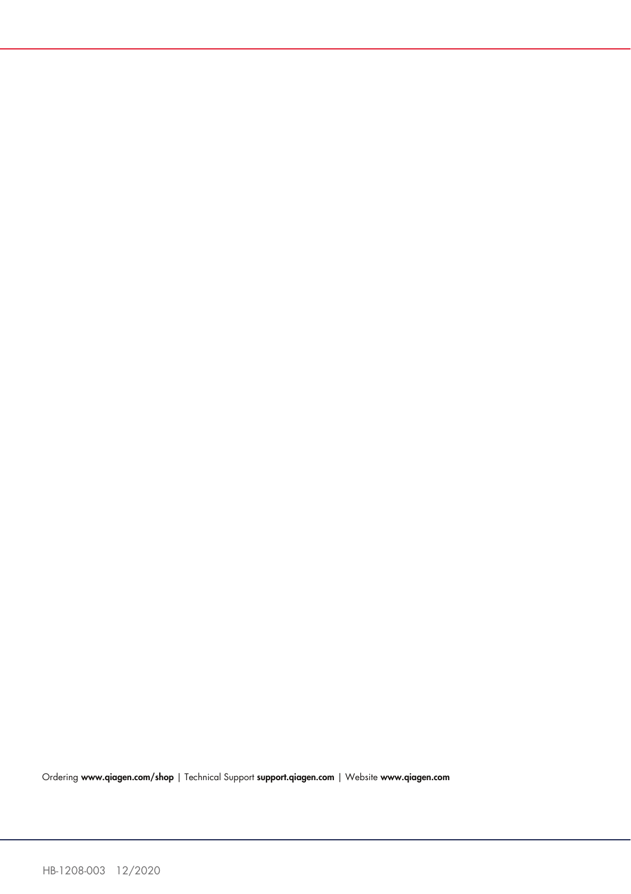Ordering **www.qiagen.com/shop** | Technical Support **support.qiagen.com** | Website **www.qiagen.com**

HB-1208-003 12/2020